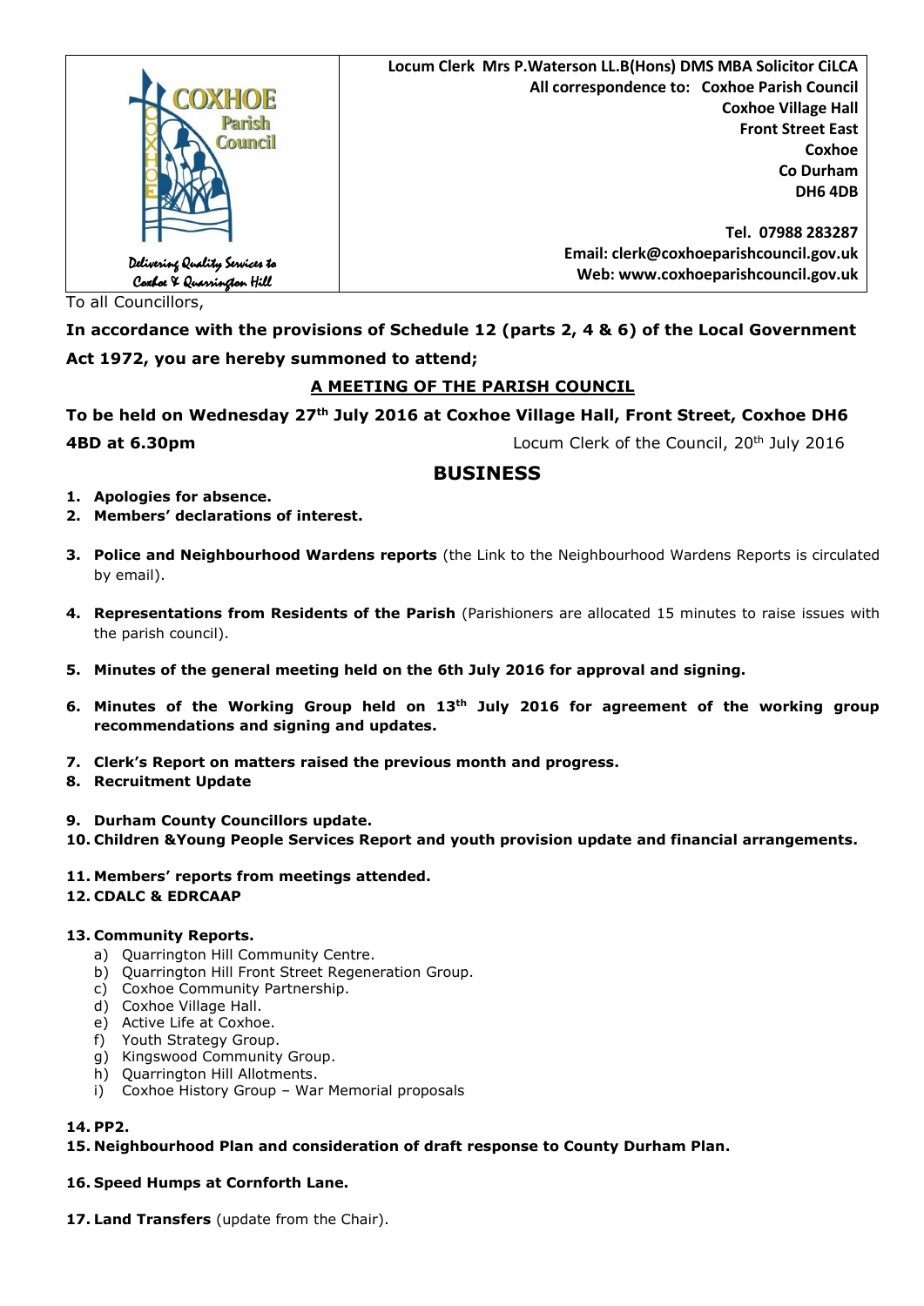COXHOE Parish Council

*Delivering Quality Services to Coxhoe & Quarrington Hill*

**Locum Clerk Mrs P.Waterson LL.B(Hons) DMS MBA Solicitor CiLCA**
**All correspondence to: Coxhoe Parish Council**
**Coxhoe Village Hall**
**Front Street East**
**Coxhoe**
**Co Durham**
**DH6 4DB**

**Tel. 07988 283287**
**Email: clerk@coxhoeparishcouncil.gov.uk**
**Web: www.coxhoeparishcouncil.gov.uk**

To all Councillors,

**In accordance with the provisions of Schedule 12 (parts 2, 4 & 6) of the Local Government Act 1972, you are hereby summoned to attend;**

**A MEETING OF THE PARISH COUNCIL**

**To be held on Wednesday 27th July 2016 at Coxhoe Village Hall, Front Street, Coxhoe DH6 4BD at 6.30pm**

Locum Clerk of the Council, 20th July 2016

## BUSINESS

1. **Apologies for absence.**
2. **Members' declarations of interest.**
3. **Police and Neighbourhood Wardens reports** (the Link to the Neighbourhood Wardens Reports is circulated by email).
4. **Representations from Residents of the Parish** (Parishioners are allocated 15 minutes to raise issues with the parish council).
5. **Minutes of the general meeting held on the 6th July 2016 for approval and signing.**
6. **Minutes of the Working Group held on 13th July 2016 for agreement of the working group recommendations and signing and updates.**
7. **Clerk's Report on matters raised the previous month and progress.**
8. **Recruitment Update**
9. **Durham County Councillors update.**
10. **Children &Young People Services Report and youth provision update and financial arrangements.**
11. **Members' reports from meetings attended.**
12. **CDALC & EDRCAAP**
13. **Community Reports.**
    a) Quarrington Hill Community Centre.
    b) Quarrington Hill Front Street Regeneration Group.
    c) Coxhoe Community Partnership.
    d) Coxhoe Village Hall.
    e) Active Life at Coxhoe.
    f) Youth Strategy Group.
    g) Kingswood Community Group.
    h) Quarrington Hill Allotments.
    i) Coxhoe History Group – War Memorial proposals
14. **PP2.**
15. **Neighbourhood Plan and consideration of draft response to County Durham Plan.**
16. **Speed Humps at Cornforth Lane.**
17. **Land Transfers** (update from the Chair).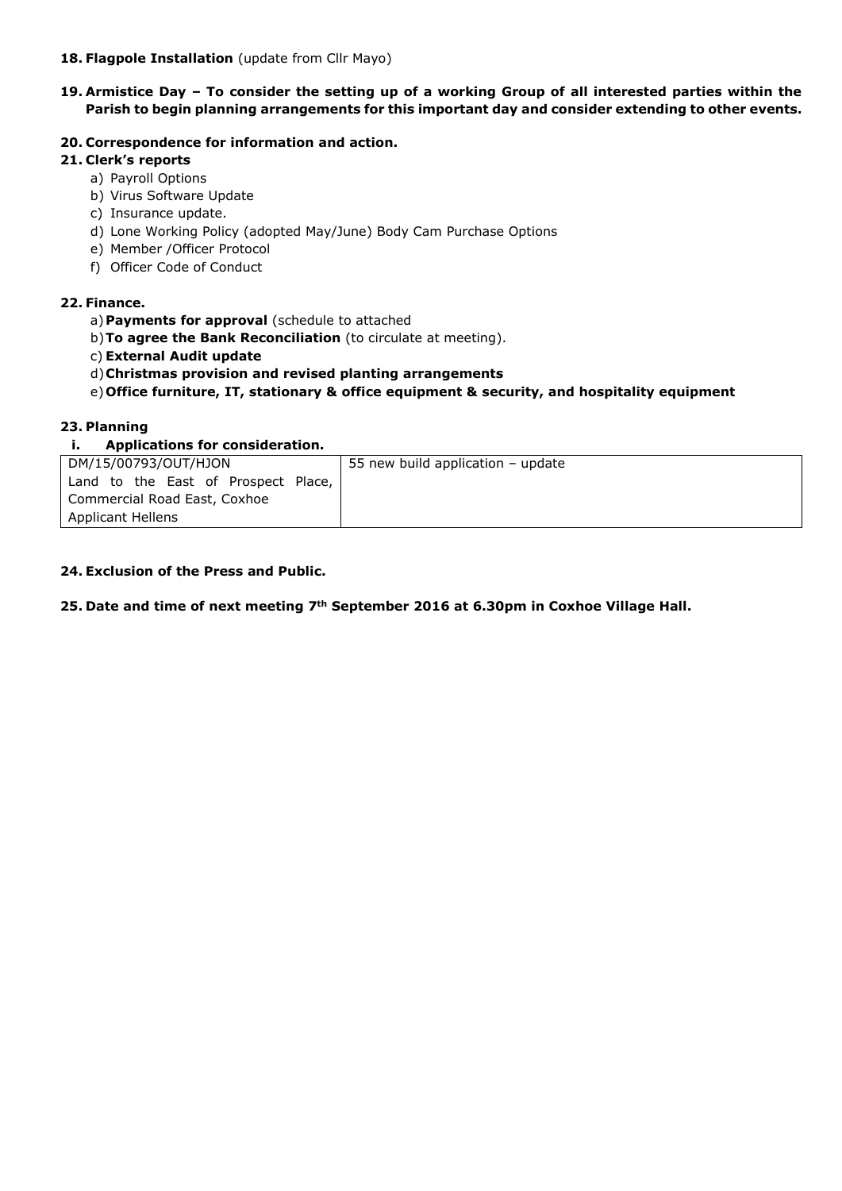**18. Flagpole Installation** (update from Cllr Mayo)

**19. Armistice Day – To consider the setting up of a working Group of all interested parties within the Parish to begin planning arrangements for this important day and consider extending to other events.**

**20. Correspondence for information and action.**

**21. Clerk's reports**

a) Payroll Options
b) Virus Software Update
c) Insurance update.
d) Lone Working Policy (adopted May/June) Body Cam Purchase Options
e) Member /Officer Protocol
f) Officer Code of Conduct

**22. Finance.**

a) **Payments for approval** (schedule to attached
b) **To agree the Bank Reconciliation** (to circulate at meeting).
c) **External Audit update**
d) **Christmas provision and revised planting arrangements**
e) **Office furniture, IT, stationary & office equipment & security, and hospitality equipment**

**23. Planning**

**i. Applications for consideration.**

| | |
|---|---|
| DM/15/00793/OUT/HJON<br>Land to the East of Prospect Place, Commercial Road East, Coxhoe<br>Applicant Hellens | 55 new build application – update |

**24. Exclusion of the Press and Public.**

**25. Date and time of next meeting 7th September 2016 at 6.30pm in Coxhoe Village Hall.**